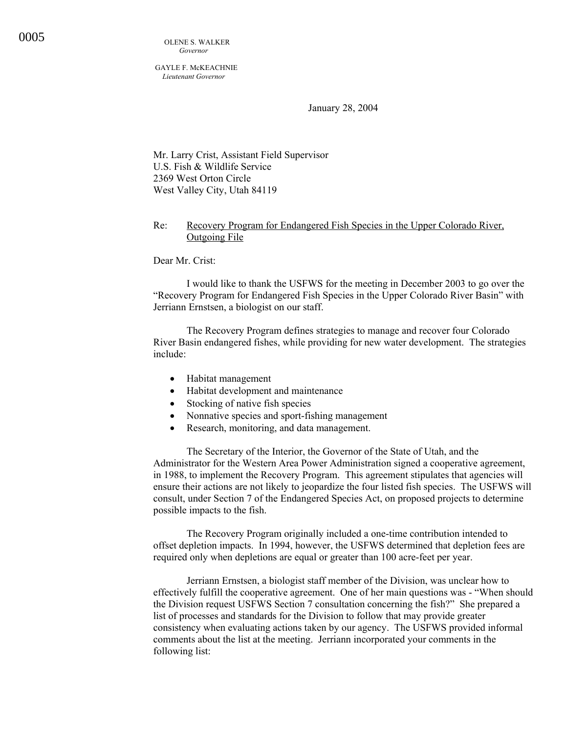OLENE S. WALKER
*Governor*

GAYLE F. McKEACHNIE
*Lieutenant Governor*

January 28, 2004

Mr. Larry Crist, Assistant Field Supervisor
U.S. Fish & Wildlife Service
2369 West Orton Circle
West Valley City, Utah 84119

Re: Recovery Program for Endangered Fish Species in the Upper Colorado River, Outgoing File

Dear Mr. Crist:

I would like to thank the USFWS for the meeting in December 2003 to go over the "Recovery Program for Endangered Fish Species in the Upper Colorado River Basin" with Jerriann Ernstsen, a biologist on our staff.

The Recovery Program defines strategies to manage and recover four Colorado River Basin endangered fishes, while providing for new water development. The strategies include:

- Habitat management
- Habitat development and maintenance
- Stocking of native fish species
- Nonnative species and sport-fishing management
- Research, monitoring, and data management.

The Secretary of the Interior, the Governor of the State of Utah, and the Administrator for the Western Area Power Administration signed a cooperative agreement, in 1988, to implement the Recovery Program. This agreement stipulates that agencies will ensure their actions are not likely to jeopardize the four listed fish species. The USFWS will consult, under Section 7 of the Endangered Species Act, on proposed projects to determine possible impacts to the fish.

The Recovery Program originally included a one-time contribution intended to offset depletion impacts. In 1994, however, the USFWS determined that depletion fees are required only when depletions are equal or greater than 100 acre-feet per year.

Jerriann Ernstsen, a biologist staff member of the Division, was unclear how to effectively fulfill the cooperative agreement. One of her main questions was - "When should the Division request USFWS Section 7 consultation concerning the fish?" She prepared a list of processes and standards for the Division to follow that may provide greater consistency when evaluating actions taken by our agency. The USFWS provided informal comments about the list at the meeting. Jerriann incorporated your comments in the following list: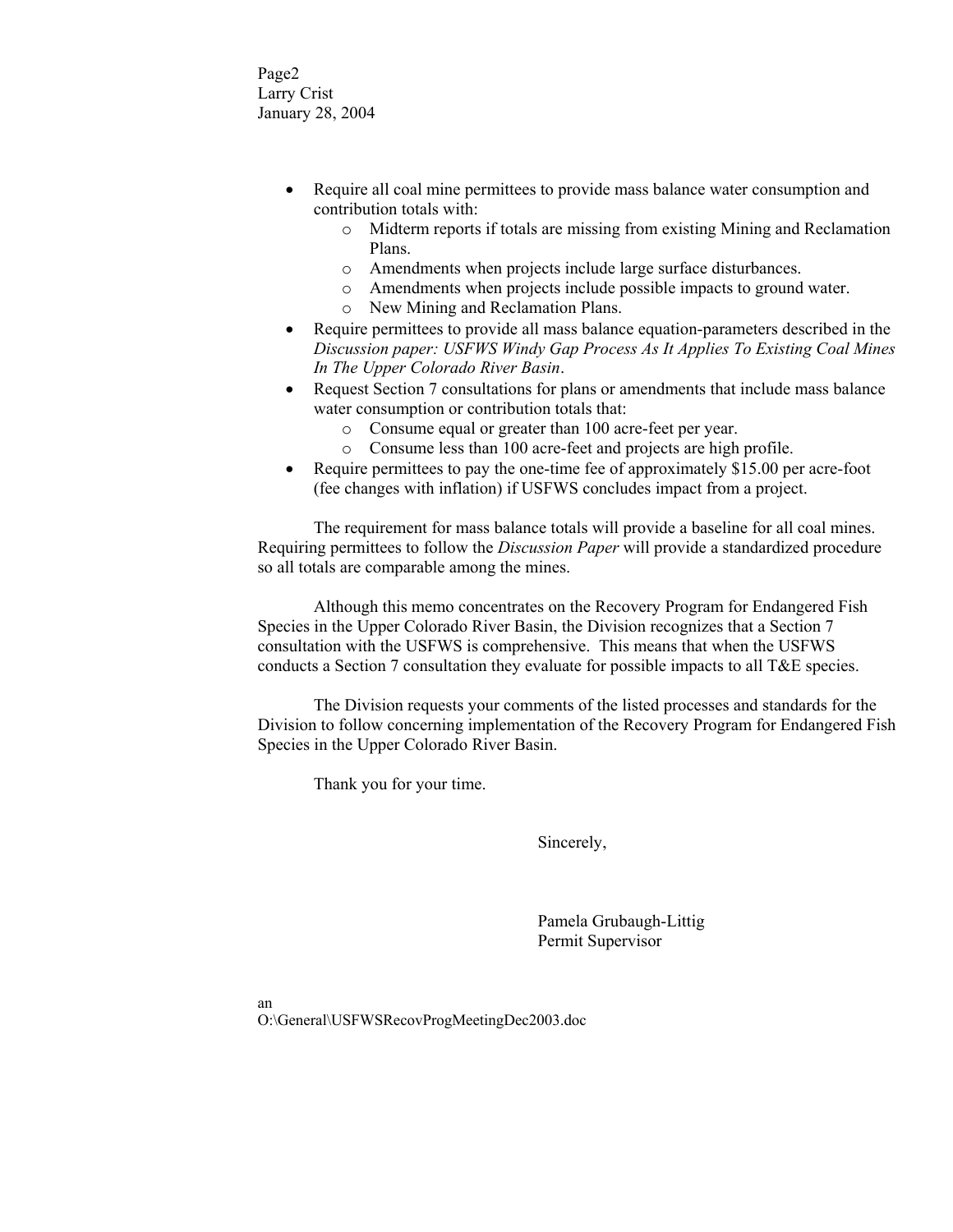- Require all coal mine permittees to provide mass balance water consumption and contribution totals with:
  - Midterm reports if totals are missing from existing Mining and Reclamation Plans.
  - Amendments when projects include large surface disturbances.
  - Amendments when projects include possible impacts to ground water.
  - New Mining and Reclamation Plans.
- Require permittees to provide all mass balance equation-parameters described in the *Discussion paper: USFWS Windy Gap Process As It Applies To Existing Coal Mines In The Upper Colorado River Basin*.
- Request Section 7 consultations for plans or amendments that include mass balance water consumption or contribution totals that:
  - Consume equal or greater than 100 acre-feet per year.
  - Consume less than 100 acre-feet and projects are high profile.
- Require permittees to pay the one-time fee of approximately $15.00 per acre-foot (fee changes with inflation) if USFWS concludes impact from a project.

The requirement for mass balance totals will provide a baseline for all coal mines. Requiring permittees to follow the *Discussion Paper* will provide a standardized procedure so all totals are comparable among the mines.

Although this memo concentrates on the Recovery Program for Endangered Fish Species in the Upper Colorado River Basin, the Division recognizes that a Section 7 consultation with the USFWS is comprehensive. This means that when the USFWS conducts a Section 7 consultation they evaluate for possible impacts to all T&E species.

The Division requests your comments of the listed processes and standards for the Division to follow concerning implementation of the Recovery Program for Endangered Fish Species in the Upper Colorado River Basin.

Thank you for your time.

Sincerely,

Pamela Grubaugh-Littig
Permit Supervisor

an
O:\General\USFWSRecovProgMeetingDec2003.doc